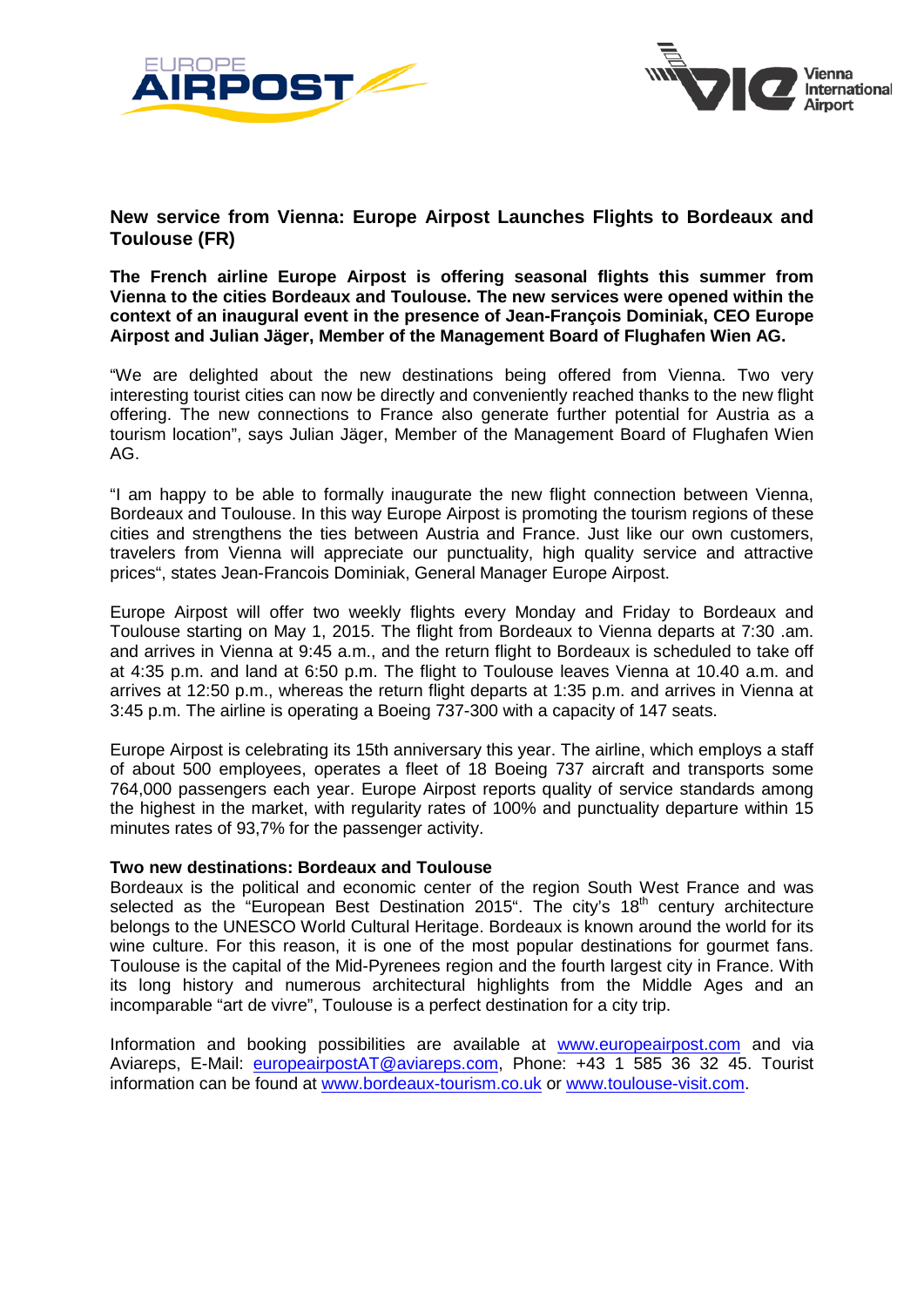## New service from Vienna: Europe Airpost Launches Flights to Bordeaux and Toulouse (FR)

**The French airline Europe Airpost is offering seasonal flights this summer from Vienna to the cities Bordeaux and Toulouse. The new services were opened within the context of an inaugural event in the presence of Jean-François Dominiak, CEO Europe Airpost and Julian Jäger, Member of the Management Board of Flughafen Wien AG.**

"We are delighted about the new destinations being offered from Vienna. Two very interesting tourist cities can now be directly and conveniently reached thanks to the new flight offering. The new connections to France also generate further potential for Austria as a tourism location", says Julian Jäger, Member of the Management Board of Flughafen Wien AG.

"I am happy to be able to formally inaugurate the new flight connection between Vienna, Bordeaux and Toulouse. In this way Europe Airpost is promoting the tourism regions of these cities and strengthens the ties between Austria and France. Just like our own customers, travelers from Vienna will appreciate our punctuality, high quality service and attractive prices", states Jean-Francois Dominiak, General Manager Europe Airpost.

Europe Airpost will offer two weekly flights every Monday and Friday to Bordeaux and Toulouse starting on May 1, 2015. The flight from Bordeaux to Vienna departs at 7:30 .am. and arrives in Vienna at 9:45 a.m., and the return flight to Bordeaux is scheduled to take off at 4:35 p.m. and land at 6:50 p.m. The flight to Toulouse leaves Vienna at 10.40 a.m. and arrives at 12:50 p.m., whereas the return flight departs at 1:35 p.m. and arrives in Vienna at 3:45 p.m. The airline is operating a Boeing 737-300 with a capacity of 147 seats.

Europe Airpost is celebrating its 15th anniversary this year. The airline, which employs a staff of about 500 employees, operates a fleet of 18 Boeing 737 aircraft and transports some 764,000 passengers each year. Europe Airpost reports quality of service standards among the highest in the market, with regularity rates of 100% and punctuality departure within 15 minutes rates of 93,7% for the passenger activity.

**Two new destinations: Bordeaux and Toulouse**

Bordeaux is the political and economic center of the region South West France and was selected as the "European Best Destination 2015". The city's 18th century architecture belongs to the UNESCO World Cultural Heritage. Bordeaux is known around the world for its wine culture. For this reason, it is one of the most popular destinations for gourmet fans. Toulouse is the capital of the Mid-Pyrenees region and the fourth largest city in France. With its long history and numerous architectural highlights from the Middle Ages and an incomparable "art de vivre", Toulouse is a perfect destination for a city trip.

Information and booking possibilities are available at www.europeairpost.com and via Aviareps, E-Mail: europeairpostAT@aviareps.com, Phone: +43 1 585 36 32 45. Tourist information can be found at www.bordeaux-tourism.co.uk or www.toulouse-visit.com.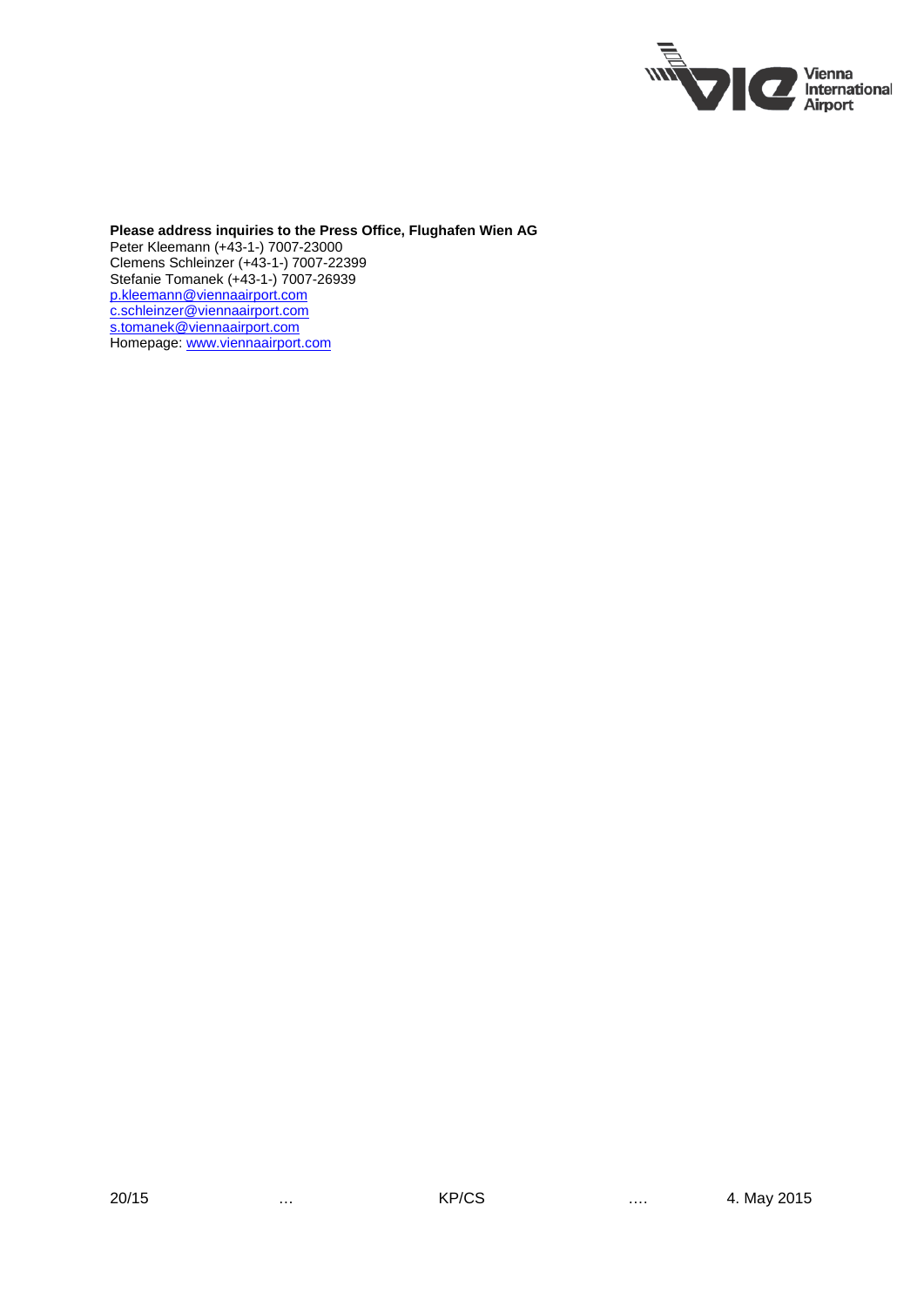**Please address inquiries to the Press Office, Flughafen Wien AG**
Peter Kleemann (+43-1-) 7007-23000
Clemens Schleinzer (+43-1-) 7007-22399
Stefanie Tomanek (+43-1-) 7007-26939
p.kleemann@viennaairport.com
c.schleinzer@viennaairport.com
s.tomanek@viennaairport.com
Homepage: www.viennaairport.com

20/15 … KP/CS …. 4. May 2015